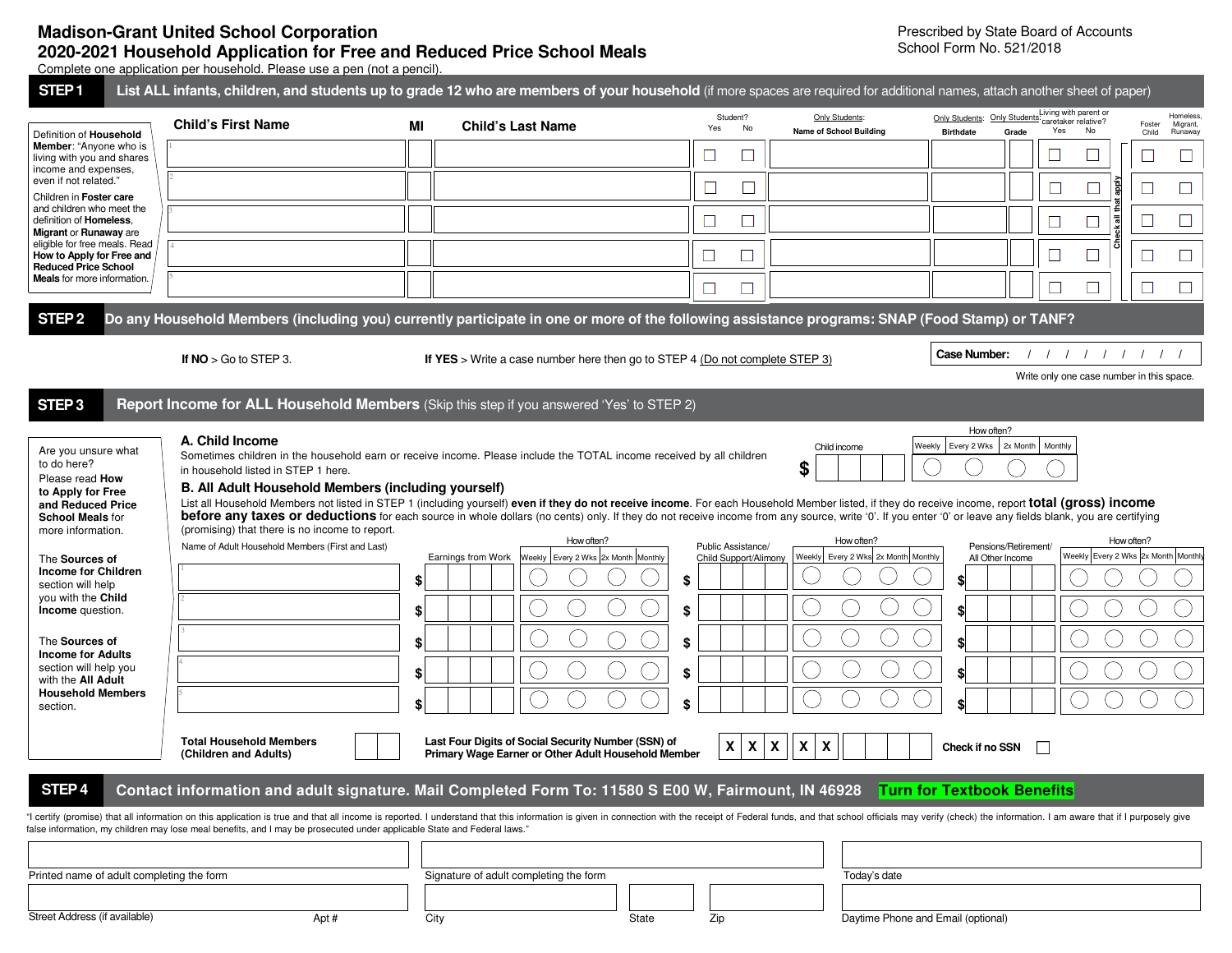# Madison-Grant United School Corporation

## 2020-2021 Household Application for Free and Reduced Price School Meals

Prescribed by State Board of Accounts
School Form No. 521/2018

Complete one application per household. Please use a pen (not a pencil).

## STEP 1 List ALL infants, children, and students up to grade 12 who are members of your household (if more spaces are required for additional names, attach another sheet of paper)

Definition of **Household Member**: "Anyone who is living with you and shares income and expenses, even if not related."

Children in **Foster care** and children who meet the definition of **Homeless, Migrant** or **Runaway** are eligible for free meals. Read **How to Apply for Free and Reduced Price School Meals** for more information.

| | Child's First Name | MI | Child's Last Name | Student? Yes | Student? No | Only Students: Name of School Building | Only Students: Birthdate | Only Students: Grade | Living with parent or caretaker relative? Yes | Living with parent or caretaker relative? No | Foster Child | Homeless, Migrant, Runaway |
|---|---|---|---|---|---|---|---|---|---|---|---|---|
| 1 | | | | ☐ | ☐ | | | | ☐ | ☐ | ☐ | ☐ |
| 2 | | | | ☐ | ☐ | | | | ☐ | ☐ | ☐ | ☐ |
| 3 | | | | ☐ | ☐ | | | | ☐ | ☐ | ☐ | ☐ |
| 4 | | | | ☐ | ☐ | | | | ☐ | ☐ | ☐ | ☐ |
| 5 | | | | ☐ | ☐ | | | | ☐ | ☐ | ☐ | ☐ |

Check all that apply

## STEP 2 Do any Household Members (including you) currently participate in one or more of the following assistance programs: SNAP (Food Stamp) or TANF?

**If NO** > Go to STEP 3.

**If YES** > Write a case number here then go to STEP 4 (Do not complete STEP 3)

**Case Number:** / / / / / / / / /

Write only one case number in this space.

## STEP 3 Report Income for ALL Household Members (Skip this step if you answered 'Yes' to STEP 2)

Are you unsure what to do here?

Please read **How to Apply for Free and Reduced Price School Meals** for more information.

The **Sources of Income for Children** section will help you with the **Child Income** question.

The **Sources of Income for Adults** section will help you with the **All Adult Household Members** section.

### A. Child Income

Sometimes children in the household earn or receive income. Please include the TOTAL income received by all children in household listed in STEP 1 here.

| Child income | How often? Weekly | Every 2 Wks | 2x Month | Monthly |
|---|---|---|---|---|
| $ | ○ | ○ | ○ | ○ |

### B. All Adult Household Members (including yourself)

List all Household Members not listed in STEP 1 (including yourself) **even if they do not receive income**. For each Household Member listed, if they do receive income, report **total (gross) income before any taxes or deductions** for each source in whole dollars (no cents) only. If they do not receive income from any source, write '0'. If you enter '0' or leave any fields blank, you are certifying (promising) that there is no income to report.

| | Name of Adult Household Members (First and Last) | Earnings from Work | How often? Weekly | Every 2 Wks | 2x Month | Monthly | Public Assistance/ Child Support/Alimony | How often? Weekly | Every 2 Wks | 2x Month | Monthly | Pensions/Retirement/ All Other Income | How often? Weekly | Every 2 Wks | 2x Month | Monthly |
|---|---|---|---|---|---|---|---|---|---|---|---|---|---|---|---|---|
| 1 | | $ | ○ | ○ | ○ | ○ | $ | ○ | ○ | ○ | ○ | $ | ○ | ○ | ○ | ○ |
| 2 | | $ | ○ | ○ | ○ | ○ | $ | ○ | ○ | ○ | ○ | $ | ○ | ○ | ○ | ○ |
| 3 | | $ | ○ | ○ | ○ | ○ | $ | ○ | ○ | ○ | ○ | $ | ○ | ○ | ○ | ○ |
| 4 | | $ | ○ | ○ | ○ | ○ | $ | ○ | ○ | ○ | ○ | $ | ○ | ○ | ○ | ○ |
| 5 | | $ | ○ | ○ | ○ | ○ | $ | ○ | ○ | ○ | ○ | $ | ○ | ○ | ○ | ○ |

**Total Household Members (Children and Adults)**

**Last Four Digits of Social Security Number (SSN) of Primary Wage Earner or Other Adult Household Member** X X X X X _ _ _ _

**Check if no SSN** ☐

## STEP 4 Contact information and adult signature. Mail Completed Form To: 11580 S E00 W, Fairmount, IN 46928 **Turn for Textbook Benefits**

"I certify (promise) that all information on this application is true and that all income is reported. I understand that this information is given in connection with the receipt of Federal funds, and that school officials may verify (check) the information. I am aware that if I purposely give false information, my children may lose meal benefits, and I may be prosecuted under applicable State and Federal laws."

| Printed name of adult completing the form | Signature of adult completing the form | | | Today's date |
|---|---|---|---|---|
| Street Address (if available) / Apt # | City | State | Zip | Daytime Phone and Email (optional) |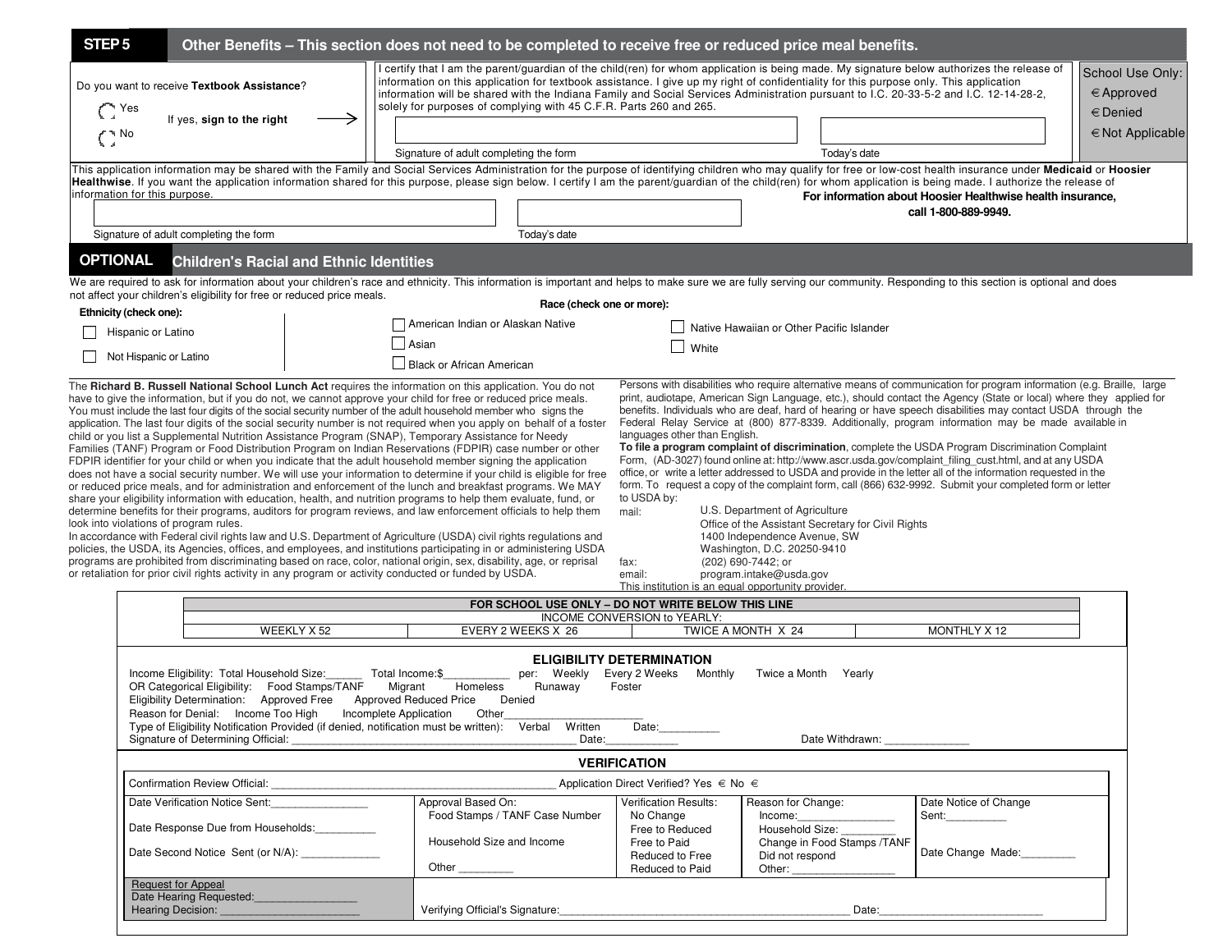## STEP 5 Other Benefits – This section does not need to be completed to receive free or reduced price meal benefits.

Do you want to receive **Textbook Assistance**?

◯ Yes If yes, **sign to the right** ⟶

◯ No

I certify that I am the parent/guardian of the child(ren) for whom application is being made. My signature below authorizes the release of information on this application for textbook assistance. I give up my right of confidentiality for this purpose only. This application information will be shared with the Indiana Family and Social Services Administration pursuant to I.C. 20-33-5-2 and I.C. 12-14-28-2, solely for purposes of complying with 45 C.F.R. Parts 260 and 265.

Signature of adult completing the form | Today's date

School Use Only:
€ Approved
€ Denied
€ Not Applicable

This application information may be shared with the Family and Social Services Administration for the purpose of identifying children who may qualify for free or low-cost health insurance under **Medicaid** or **Hoosier Healthwise**. If you want the application information shared for this purpose, please sign below. I certify I am the parent/guardian of the child(ren) for whom application is being made. I authorize the release of information for this purpose.

Signature of adult completing the form | Today's date

**For information about Hoosier Healthwise health insurance, call 1-800-889-9949.**

## OPTIONAL Children's Racial and Ethnic Identities

We are required to ask for information about your children's race and ethnicity. This information is important and helps to make sure we are fully serving our community. Responding to this section is optional and does not affect your children's eligibility for free or reduced price meals.

**Ethnicity (check one):**

☐ Hispanic or Latino
☐ Not Hispanic or Latino

**Race (check one or more):**

☐ American Indian or Alaskan Native
☐ Asian
☐ Black or African American
☐ Native Hawaiian or Other Pacific Islander
☐ White

The **Richard B. Russell National School Lunch Act** requires the information on this application. You do not have to give the information, but if you do not, we cannot approve your child for free or reduced price meals. You must include the last four digits of the social security number of the adult household member who signs the application. The last four digits of the social security number is not required when you apply on behalf of a foster child or you list a Supplemental Nutrition Assistance Program (SNAP), Temporary Assistance for Needy Families (TANF) Program or Food Distribution Program on Indian Reservations (FDPIR) case number or other FDPIR identifier for your child or when you indicate that the adult household member signing the application does not have a social security number. We will use your information to determine if your child is eligible for free or reduced price meals, and for administration and enforcement of the lunch and breakfast programs. We MAY share your eligibility information with education, health, and nutrition programs to help them evaluate, fund, or determine benefits for their programs, auditors for program reviews, and law enforcement officials to help them look into violations of program rules.

In accordance with Federal civil rights law and U.S. Department of Agriculture (USDA) civil rights regulations and policies, the USDA, its Agencies, offices, and employees, and institutions participating in or administering USDA programs are prohibited from discriminating based on race, color, national origin, sex, disability, age, or reprisal or retaliation for prior civil rights activity in any program or activity conducted or funded by USDA.

Persons with disabilities who require alternative means of communication for program information (e.g. Braille, large print, audiotape, American Sign Language, etc.), should contact the Agency (State or local) where they applied for benefits. Individuals who are deaf, hard of hearing or have speech disabilities may contact USDA through the Federal Relay Service at (800) 877-8339. Additionally, program information may be made available in languages other than English.

**To file a program complaint of discrimination**, complete the USDA Program Discrimination Complaint Form, (AD-3027) found online at: http://www.ascr.usda.gov/complaint_filing_cust.html, and at any USDA office, or write a letter addressed to USDA and provide in the letter all of the information requested in the form. To request a copy of the complaint form, call (866) 632-9992. Submit your completed form or letter to USDA by:

mail: U.S. Department of Agriculture
Office of the Assistant Secretary for Civil Rights
1400 Independence Avenue, SW
Washington, D.C. 20250-9410

fax: (202) 690-7442; or

email: program.intake@usda.gov

This institution is an equal opportunity provider.

**FOR SCHOOL USE ONLY – DO NOT WRITE BELOW THIS LINE**

| INCOME CONVERSION to YEARLY: | | | |
|---|---|---|---|
| WEEKLY X 52 | EVERY 2 WEEKS X 26 | TWICE A MONTH X 24 | MONTHLY X 12 |

**ELIGIBILITY DETERMINATION**

Income Eligibility: Total Household Size:______ Total Income:$___________ per: Weekly Every 2 Weeks Monthly Twice a Month Yearly
OR Categorical Eligibility: Food Stamps/TANF Migrant Homeless Runaway Foster
Eligibility Determination: Approved Free Approved Reduced Price Denied
Reason for Denial: Income Too High Incomplete Application Other_______________________
Type of Eligibility Notification Provided (if denied, notification must be written): Verbal Written Date:__________
Signature of Determining Official: _______________________________________________ Date:____________ Date Withdrawn: ______________

**VERIFICATION**

Confirmation Review Official: ___________________________________________________ Application Direct Verified? Yes € No €

| | | | | |
|---|---|---|---|---|
| Date Verification Notice Sent:________________<br>Date Response Due from Households:__________<br>Date Second Notice Sent (or N/A): _____________ | Approval Based On:<br>Food Stamps / TANF Case Number<br>Household Size and Income<br>Other _________ | Verification Results:<br>No Change<br>Free to Reduced<br>Free to Paid<br>Reduced to Free<br>Reduced to Paid | Reason for Change:<br>Income:________________<br>Household Size: _________<br>Change in Food Stamps /TANF<br>Did not respond<br>Other: _________________ | Date Notice of Change Sent:__________<br>Date Change Made:_________ |

Request for Appeal
Date Hearing Requested:_________________
Hearing Decision: _______________________

Verifying Official's Signature:_________________________________________________ Date:__________________________